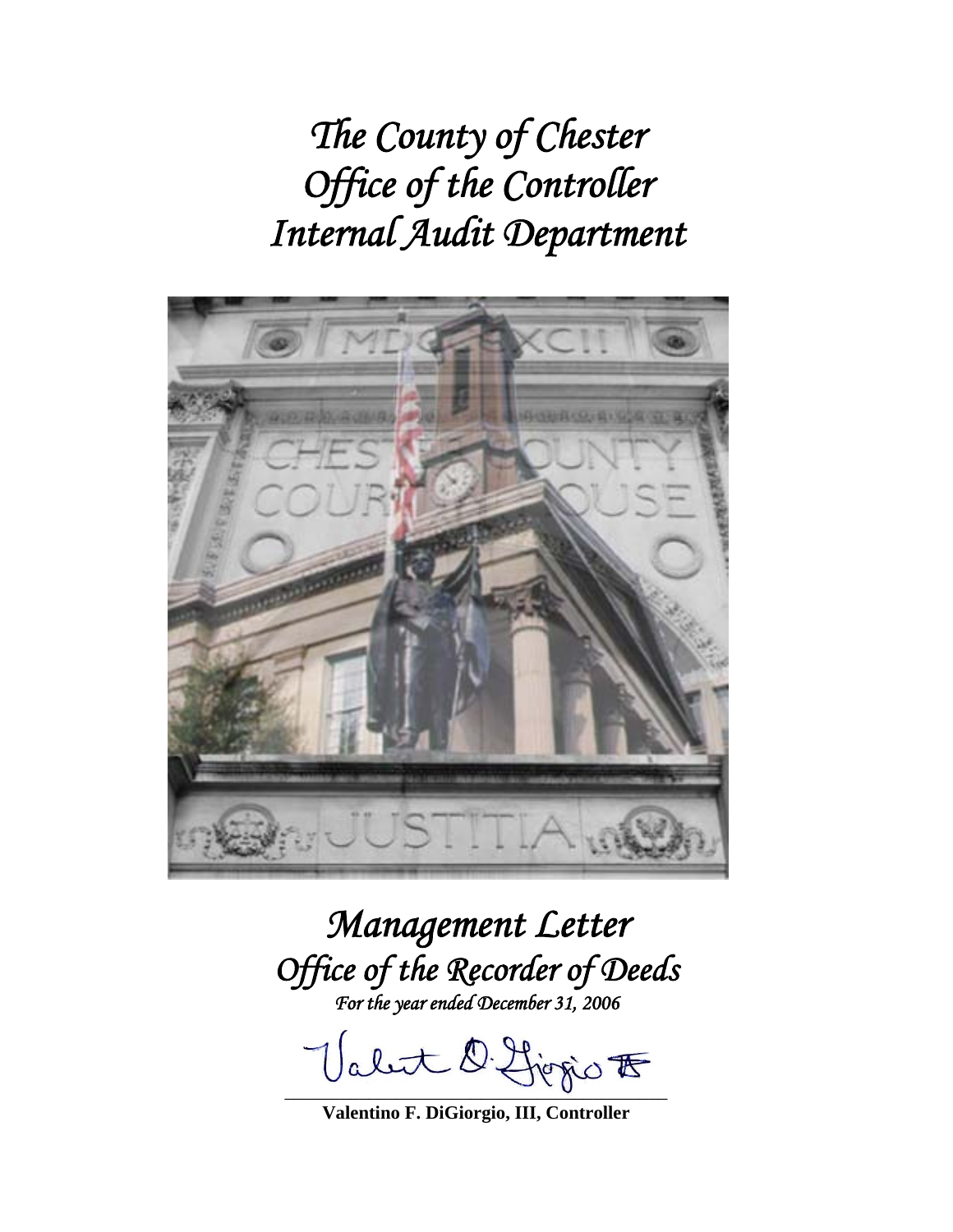# *The County of Chester*
# *Office of the Controller*
# *Internal Audit Department*

## *Management Letter*
## *Office of the Recorder of Deeds*

*For the year ended December 31, 2006*

**Valentino F. DiGiorgio, III, Controller**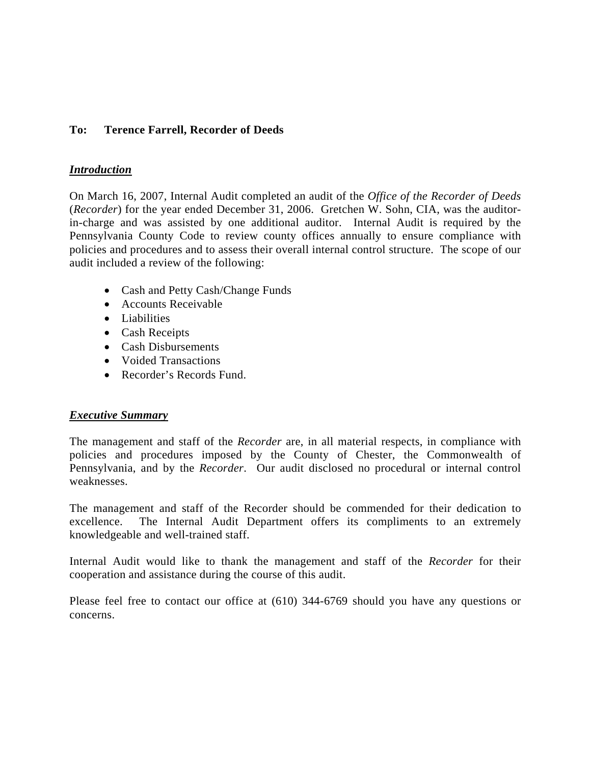**To: Terence Farrell, Recorder of Deeds**

***Introduction***

On March 16, 2007, Internal Audit completed an audit of the *Office of the Recorder of Deeds* (*Recorder*) for the year ended December 31, 2006. Gretchen W. Sohn, CIA, was the auditor-in-charge and was assisted by one additional auditor. Internal Audit is required by the Pennsylvania County Code to review county offices annually to ensure compliance with policies and procedures and to assess their overall internal control structure. The scope of our audit included a review of the following:

- Cash and Petty Cash/Change Funds
- Accounts Receivable
- Liabilities
- Cash Receipts
- Cash Disbursements
- Voided Transactions
- Recorder's Records Fund.

***Executive Summary***

The management and staff of the *Recorder* are, in all material respects, in compliance with policies and procedures imposed by the County of Chester, the Commonwealth of Pennsylvania, and by the *Recorder*. Our audit disclosed no procedural or internal control weaknesses.

The management and staff of the Recorder should be commended for their dedication to excellence. The Internal Audit Department offers its compliments to an extremely knowledgeable and well-trained staff.

Internal Audit would like to thank the management and staff of the *Recorder* for their cooperation and assistance during the course of this audit.

Please feel free to contact our office at (610) 344-6769 should you have any questions or concerns.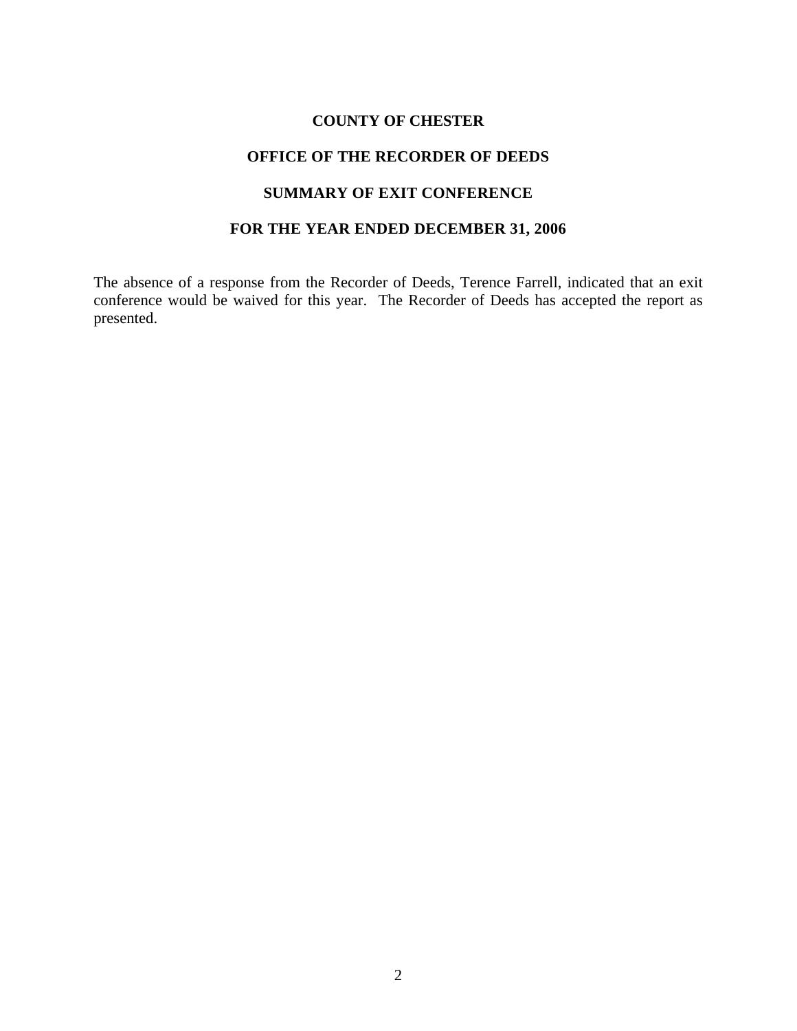**COUNTY OF CHESTER**

**OFFICE OF THE RECORDER OF DEEDS**

**SUMMARY OF EXIT CONFERENCE**

**FOR THE YEAR ENDED DECEMBER 31, 2006**

The absence of a response from the Recorder of Deeds, Terence Farrell, indicated that an exit conference would be waived for this year. The Recorder of Deeds has accepted the report as presented.